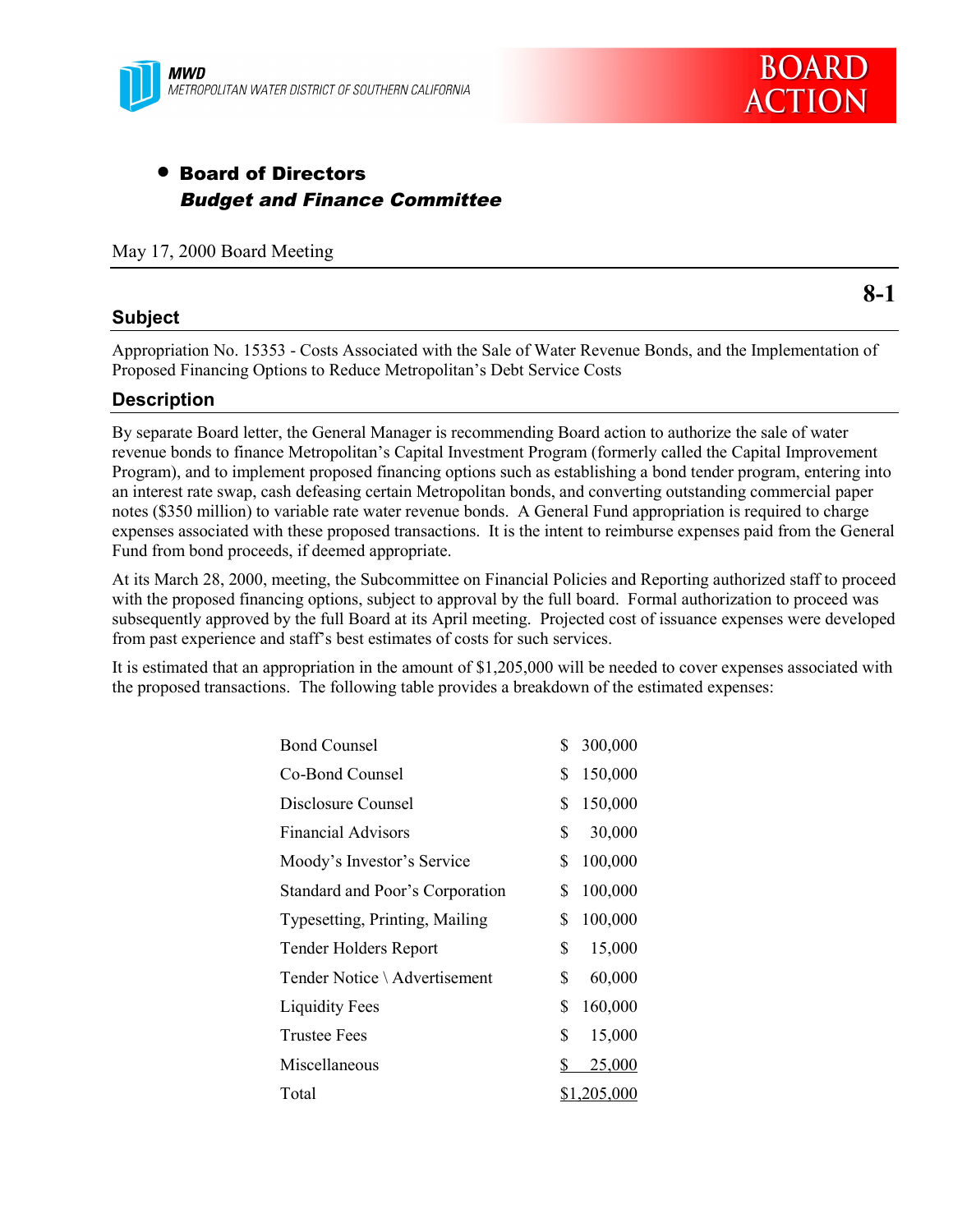**MWD**
METROPOLITAN WATER DISTRICT OF SOUTHERN CALIFORNIA

# BOARD ACTION

- **Board of Directors**
  ***Budget and Finance Committee***

May 17, 2000 Board Meeting

**8-1**

## Subject

Appropriation No. 15353 - Costs Associated with the Sale of Water Revenue Bonds, and the Implementation of Proposed Financing Options to Reduce Metropolitan's Debt Service Costs

## Description

By separate Board letter, the General Manager is recommending Board action to authorize the sale of water revenue bonds to finance Metropolitan's Capital Investment Program (formerly called the Capital Improvement Program), and to implement proposed financing options such as establishing a bond tender program, entering into an interest rate swap, cash defeasing certain Metropolitan bonds, and converting outstanding commercial paper notes ($350 million) to variable rate water revenue bonds. A General Fund appropriation is required to charge expenses associated with these proposed transactions. It is the intent to reimburse expenses paid from the General Fund from bond proceeds, if deemed appropriate.

At its March 28, 2000, meeting, the Subcommittee on Financial Policies and Reporting authorized staff to proceed with the proposed financing options, subject to approval by the full board. Formal authorization to proceed was subsequently approved by the full Board at its April meeting. Projected cost of issuance expenses were developed from past experience and staff's best estimates of costs for such services.

It is estimated that an appropriation in the amount of $1,205,000 will be needed to cover expenses associated with the proposed transactions. The following table provides a breakdown of the estimated expenses:

| | |
|---|---|
| Bond Counsel | $ 300,000 |
| Co-Bond Counsel | $ 150,000 |
| Disclosure Counsel | $ 150,000 |
| Financial Advisors | $ 30,000 |
| Moody's Investor's Service | $ 100,000 |
| Standard and Poor's Corporation | $ 100,000 |
| Typesetting, Printing, Mailing | $ 100,000 |
| Tender Holders Report | $ 15,000 |
| Tender Notice \ Advertisement | $ 60,000 |
| Liquidity Fees | $ 160,000 |
| Trustee Fees | $ 15,000 |
| Miscellaneous | $ 25,000 |
| Total | $1,205,000 |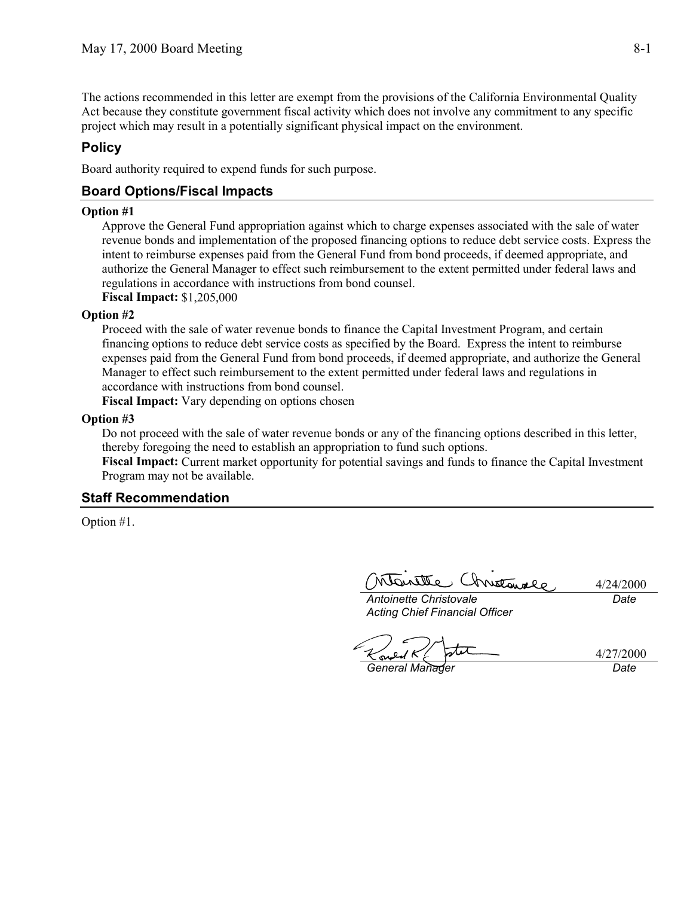The actions recommended in this letter are exempt from the provisions of the California Environmental Quality Act because they constitute government fiscal activity which does not involve any commitment to any specific project which may result in a potentially significant physical impact on the environment.

## Policy

Board authority required to expend funds for such purpose.

## Board Options/Fiscal Impacts

**Option #1**

Approve the General Fund appropriation against which to charge expenses associated with the sale of water revenue bonds and implementation of the proposed financing options to reduce debt service costs. Express the intent to reimburse expenses paid from the General Fund from bond proceeds, if deemed appropriate, and authorize the General Manager to effect such reimbursement to the extent permitted under federal laws and regulations in accordance with instructions from bond counsel.

**Fiscal Impact:** $1,205,000

**Option #2**

Proceed with the sale of water revenue bonds to finance the Capital Investment Program, and certain financing options to reduce debt service costs as specified by the Board. Express the intent to reimburse expenses paid from the General Fund from bond proceeds, if deemed appropriate, and authorize the General Manager to effect such reimbursement to the extent permitted under federal laws and regulations in accordance with instructions from bond counsel.

**Fiscal Impact:** Vary depending on options chosen

**Option #3**

Do not proceed with the sale of water revenue bonds or any of the financing options described in this letter, thereby foregoing the need to establish an appropriation to fund such options.

**Fiscal Impact:** Current market opportunity for potential savings and funds to finance the Capital Investment Program may not be available.

## Staff Recommendation

Option #1.

4/24/2000

*Antoinette Christovale* — *Date*
*Acting Chief Financial Officer*

4/27/2000

*General Manager* — *Date*